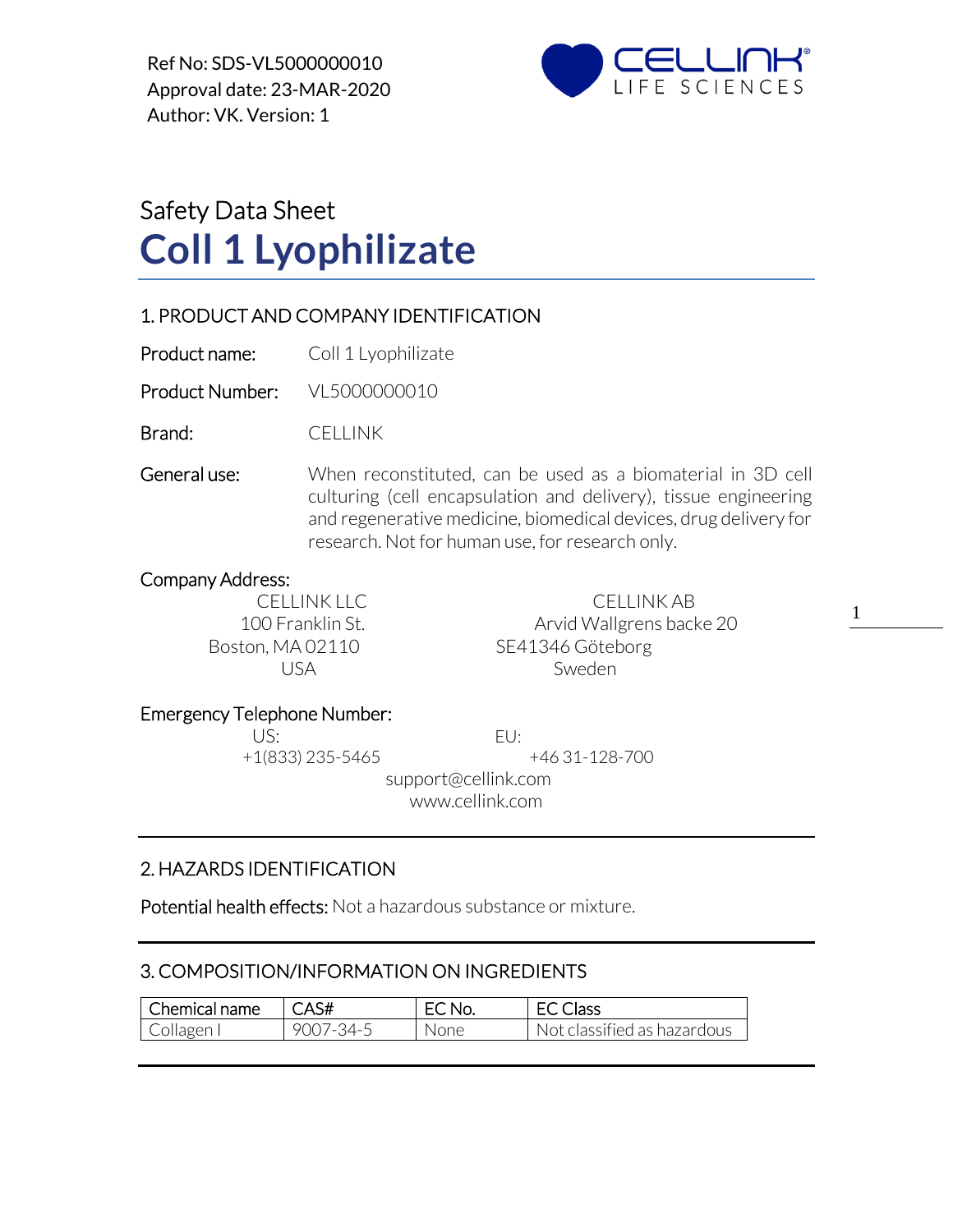Ref No: SDS-VL5000000010
Approval date: 23-MAR-2020
Author: VK. Version: 1

Safety Data Sheet

# Coll 1 Lyophilizate

## 1. PRODUCT AND COMPANY IDENTIFICATION

Product name: Coll 1 Lyophilizate

Product Number: VL5000000010

Brand: CELLINK

General use: When reconstituted, can be used as a biomaterial in 3D cell culturing (cell encapsulation and delivery), tissue engineering and regenerative medicine, biomedical devices, drug delivery for research. Not for human use, for research only.

Company Address:

CELLINK LLC
100 Franklin St.
Boston, MA 02110
USA

CELLINK AB
Arvid Wallgrens backe 20
SE41346 Göteborg
Sweden

Emergency Telephone Number:

US:
+1(833) 235-5465

EU:
+46 31-128-700

support@cellink.com
www.cellink.com

## 2. HAZARDS IDENTIFICATION

Potential health effects: Not a hazardous substance or mixture.

## 3. COMPOSITION/INFORMATION ON INGREDIENTS

| Chemical name | CAS# | EC No. | EC Class |
|---|---|---|---|
| Collagen I | 9007-34-5 | None | Not classified as hazardous |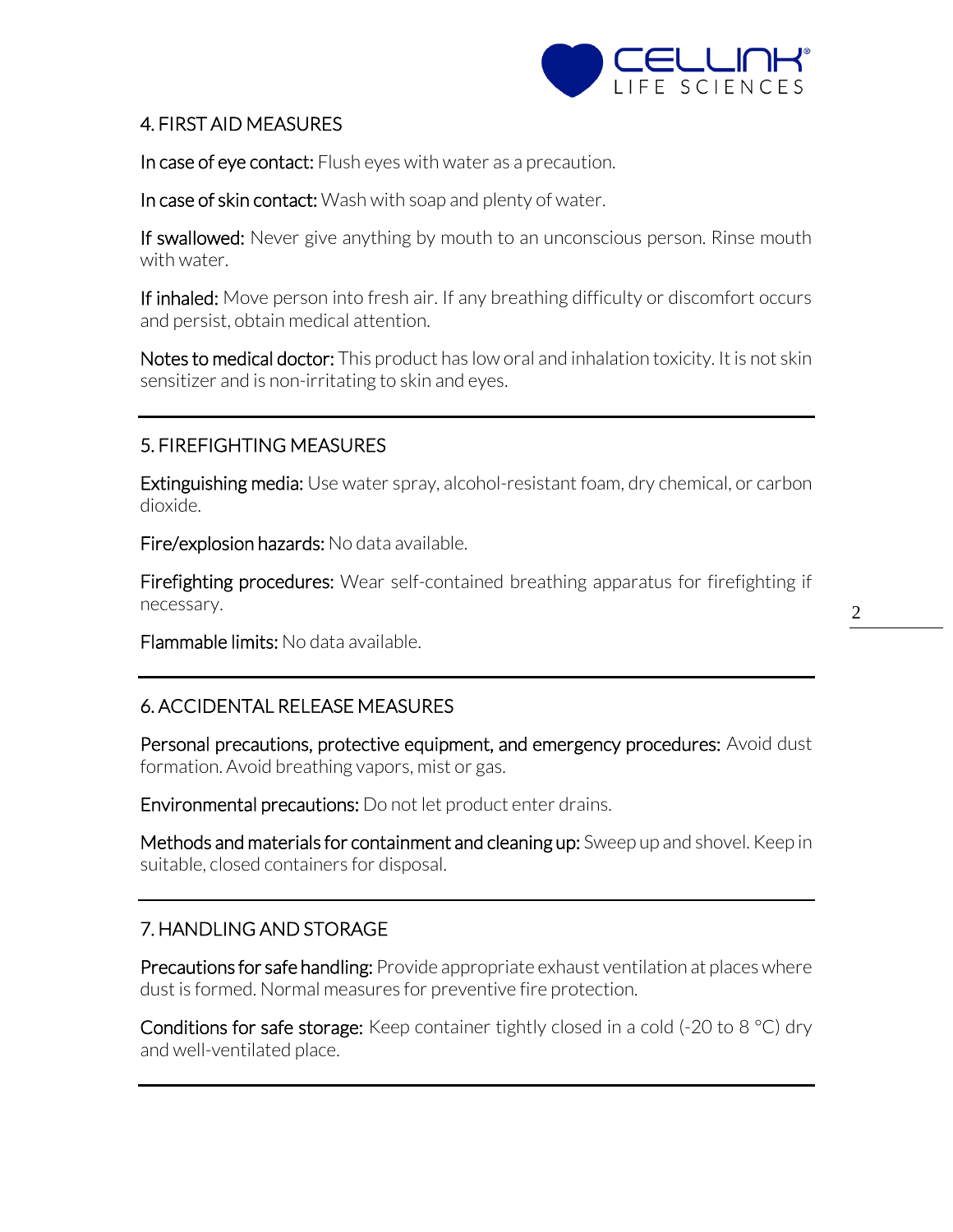## 4. FIRST AID MEASURES

**In case of eye contact:** Flush eyes with water as a precaution.

**In case of skin contact:** Wash with soap and plenty of water.

**If swallowed:** Never give anything by mouth to an unconscious person. Rinse mouth with water.

**If inhaled:** Move person into fresh air. If any breathing difficulty or discomfort occurs and persist, obtain medical attention.

**Notes to medical doctor:** This product has low oral and inhalation toxicity. It is not skin sensitizer and is non-irritating to skin and eyes.

---

## 5. FIREFIGHTING MEASURES

**Extinguishing media:** Use water spray, alcohol-resistant foam, dry chemical, or carbon dioxide.

**Fire/explosion hazards:** No data available.

**Firefighting procedures:** Wear self-contained breathing apparatus for firefighting if necessary.

**Flammable limits:** No data available.

---

## 6. ACCIDENTAL RELEASE MEASURES

**Personal precautions, protective equipment, and emergency procedures:** Avoid dust formation. Avoid breathing vapors, mist or gas.

**Environmental precautions:** Do not let product enter drains.

**Methods and materials for containment and cleaning up:** Sweep up and shovel. Keep in suitable, closed containers for disposal.

---

## 7. HANDLING AND STORAGE

**Precautions for safe handling:** Provide appropriate exhaust ventilation at places where dust is formed. Normal measures for preventive fire protection.

**Conditions for safe storage:** Keep container tightly closed in a cold (-20 to 8 °C) dry and well-ventilated place.

---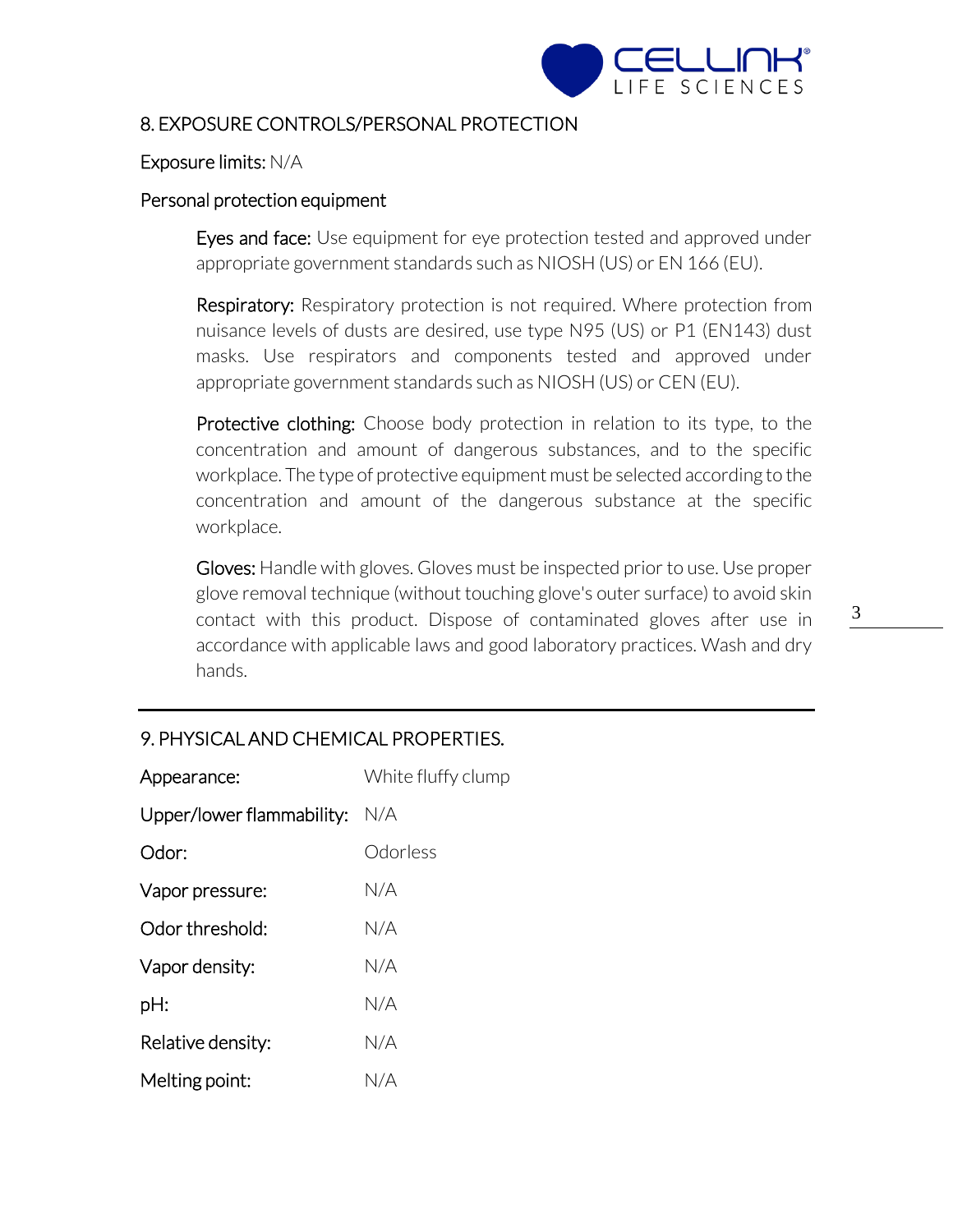## 8. EXPOSURE CONTROLS/PERSONAL PROTECTION

**Exposure limits:** N/A

**Personal protection equipment**

**Eyes and face:** Use equipment for eye protection tested and approved under appropriate government standards such as NIOSH (US) or EN 166 (EU).

**Respiratory:** Respiratory protection is not required. Where protection from nuisance levels of dusts are desired, use type N95 (US) or P1 (EN143) dust masks. Use respirators and components tested and approved under appropriate government standards such as NIOSH (US) or CEN (EU).

**Protective clothing:** Choose body protection in relation to its type, to the concentration and amount of dangerous substances, and to the specific workplace. The type of protective equipment must be selected according to the concentration and amount of the dangerous substance at the specific workplace.

**Gloves:** Handle with gloves. Gloves must be inspected prior to use. Use proper glove removal technique (without touching glove's outer surface) to avoid skin contact with this product. Dispose of contaminated gloves after use in accordance with applicable laws and good laboratory practices. Wash and dry hands.

---

## 9. PHYSICAL AND CHEMICAL PROPERTIES.

| | |
|---|---|
| Appearance: | White fluffy clump |
| Upper/lower flammability: | N/A |
| Odor: | Odorless |
| Vapor pressure: | N/A |
| Odor threshold: | N/A |
| Vapor density: | N/A |
| pH: | N/A |
| Relative density: | N/A |
| Melting point: | N/A |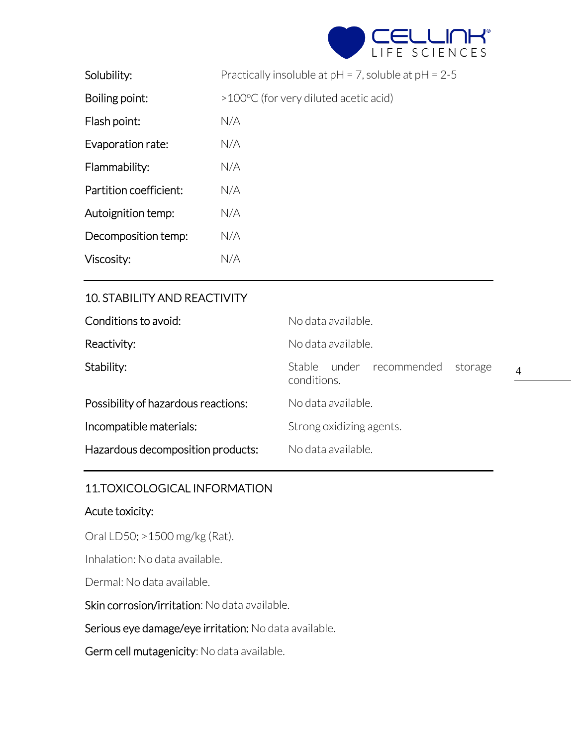| | |
|---|---|
| Solubility: | Practically insoluble at pH = 7, soluble at pH = 2-5 |
| Boiling point: | >100°C (for very diluted acetic acid) |
| Flash point: | N/A |
| Evaporation rate: | N/A |
| Flammability: | N/A |
| Partition coefficient: | N/A |
| Autoignition temp: | N/A |
| Decomposition temp: | N/A |
| Viscosity: | N/A |

## 10. STABILITY AND REACTIVITY

| | |
|---|---|
| Conditions to avoid: | No data available. |
| Reactivity: | No data available. |
| Stability: | Stable under recommended storage conditions. |
| Possibility of hazardous reactions: | No data available. |
| Incompatible materials: | Strong oxidizing agents. |
| Hazardous decomposition products: | No data available. |

## 11.TOXICOLOGICAL INFORMATION

Acute toxicity:

Oral LD50: >1500 mg/kg (Rat).

Inhalation: No data available.

Dermal: No data available.

Skin corrosion/irritation: No data available.

Serious eye damage/eye irritation: No data available.

Germ cell mutagenicity: No data available.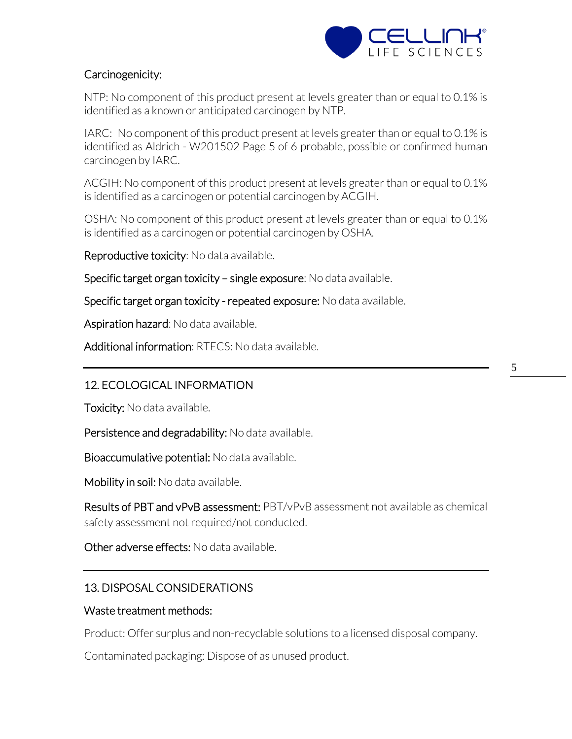### Carcinogenicity:

NTP: No component of this product present at levels greater than or equal to 0.1% is identified as a known or anticipated carcinogen by NTP.

IARC: No component of this product present at levels greater than or equal to 0.1% is identified as Aldrich - W201502 Page 5 of 6 probable, possible or confirmed human carcinogen by IARC.

ACGIH: No component of this product present at levels greater than or equal to 0.1% is identified as a carcinogen or potential carcinogen by ACGIH.

OSHA: No component of this product present at levels greater than or equal to 0.1% is identified as a carcinogen or potential carcinogen by OSHA.

**Reproductive toxicity**: No data available.

**Specific target organ toxicity – single exposure**: No data available.

**Specific target organ toxicity - repeated exposure:** No data available.

**Aspiration hazard**: No data available.

**Additional information**: RTECS: No data available.

---

## 12. ECOLOGICAL INFORMATION

**Toxicity:** No data available.

**Persistence and degradability:** No data available.

**Bioaccumulative potential:** No data available.

**Mobility in soil:** No data available.

**Results of PBT and vPvB assessment:** PBT/vPvB assessment not available as chemical safety assessment not required/not conducted.

**Other adverse effects:** No data available.

---

## 13. DISPOSAL CONSIDERATIONS

### Waste treatment methods:

Product: Offer surplus and non-recyclable solutions to a licensed disposal company.

Contaminated packaging: Dispose of as unused product.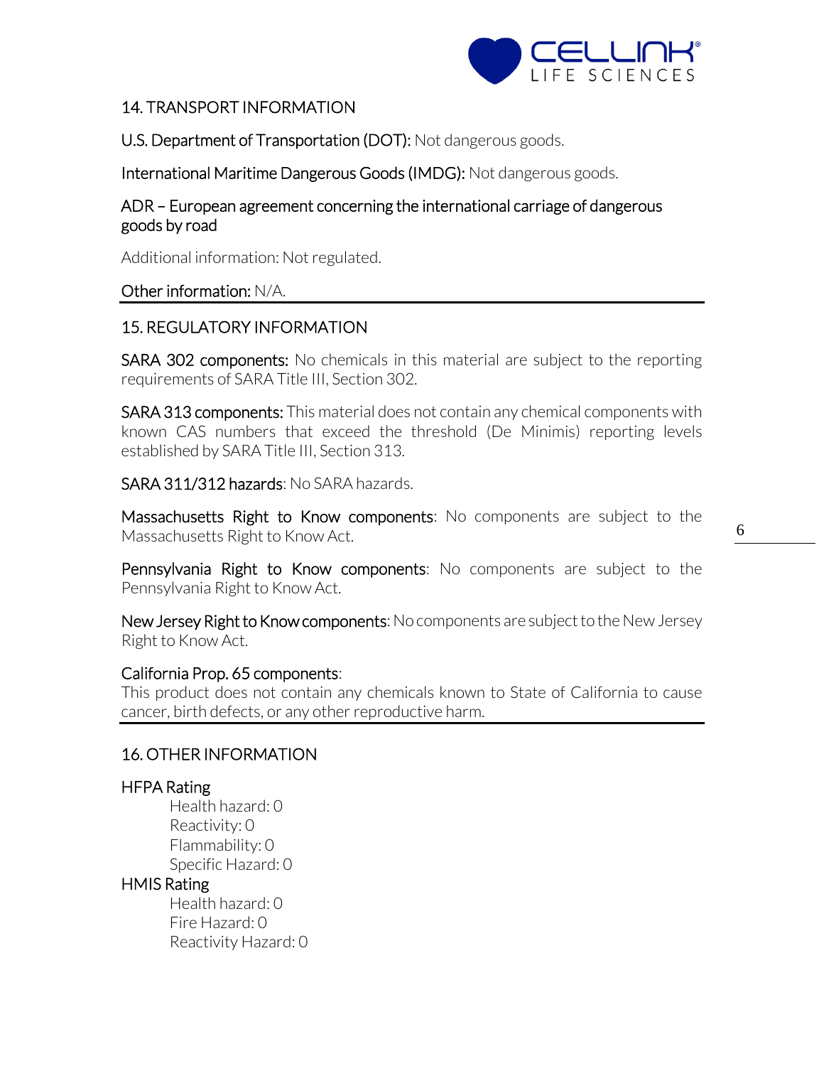## 14. TRANSPORT INFORMATION

U.S. Department of Transportation (DOT): Not dangerous goods.

International Maritime Dangerous Goods (IMDG): Not dangerous goods.

ADR – European agreement concerning the international carriage of dangerous goods by road

Additional information: Not regulated.

Other information: N/A.

## 15. REGULATORY INFORMATION

SARA 302 components: No chemicals in this material are subject to the reporting requirements of SARA Title III, Section 302.

SARA 313 components: This material does not contain any chemical components with known CAS numbers that exceed the threshold (De Minimis) reporting levels established by SARA Title III, Section 313.

SARA 311/312 hazards: No SARA hazards.

Massachusetts Right to Know components: No components are subject to the Massachusetts Right to Know Act.

Pennsylvania Right to Know components: No components are subject to the Pennsylvania Right to Know Act.

New Jersey Right to Know components: No components are subject to the New Jersey Right to Know Act.

California Prop. 65 components:
This product does not contain any chemicals known to State of California to cause cancer, birth defects, or any other reproductive harm.

## 16. OTHER INFORMATION

HFPA Rating

- Health hazard: 0
- Reactivity: 0
- Flammability: 0
- Specific Hazard: 0

HMIS Rating

- Health hazard: 0
- Fire Hazard: 0
- Reactivity Hazard: 0